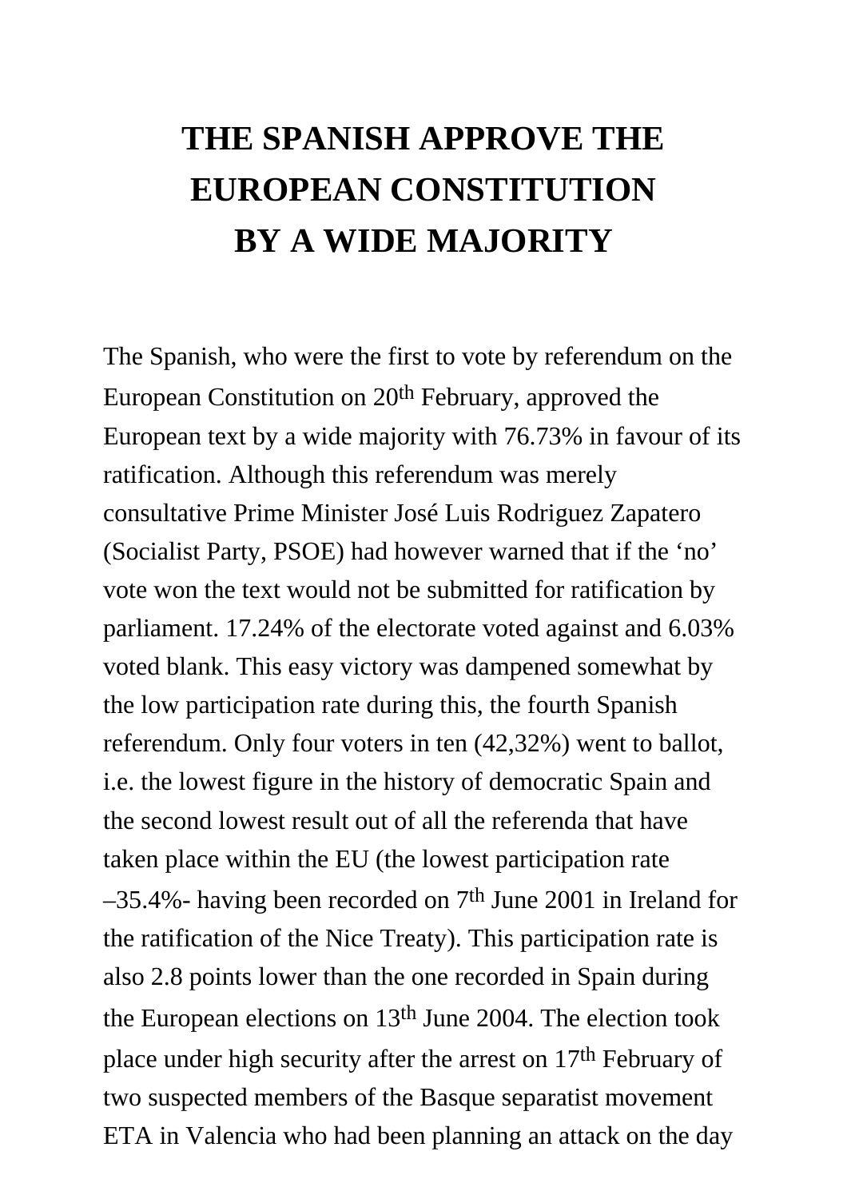# THE SPANISH APPROVE THE EUROPEAN CONSTITUTION BY A WIDE MAJORITY

The Spanish, who were the first to vote by referendum on the European Constitution on 20th February, approved the European text by a wide majority with 76.73% in favour of its ratification. Although this referendum was merely consultative Prime Minister José Luis Rodriguez Zapatero (Socialist Party, PSOE) had however warned that if the 'no' vote won the text would not be submitted for ratification by parliament. 17.24% of the electorate voted against and 6.03% voted blank. This easy victory was dampened somewhat by the low participation rate during this, the fourth Spanish referendum. Only four voters in ten (42,32%) went to ballot, i.e. the lowest figure in the history of democratic Spain and the second lowest result out of all the referenda that have taken place within the EU (the lowest participation rate –35.4%- having been recorded on 7th June 2001 in Ireland for the ratification of the Nice Treaty). This participation rate is also 2.8 points lower than the one recorded in Spain during the European elections on 13th June 2004. The election took place under high security after the arrest on 17th February of two suspected members of the Basque separatist movement ETA in Valencia who had been planning an attack on the day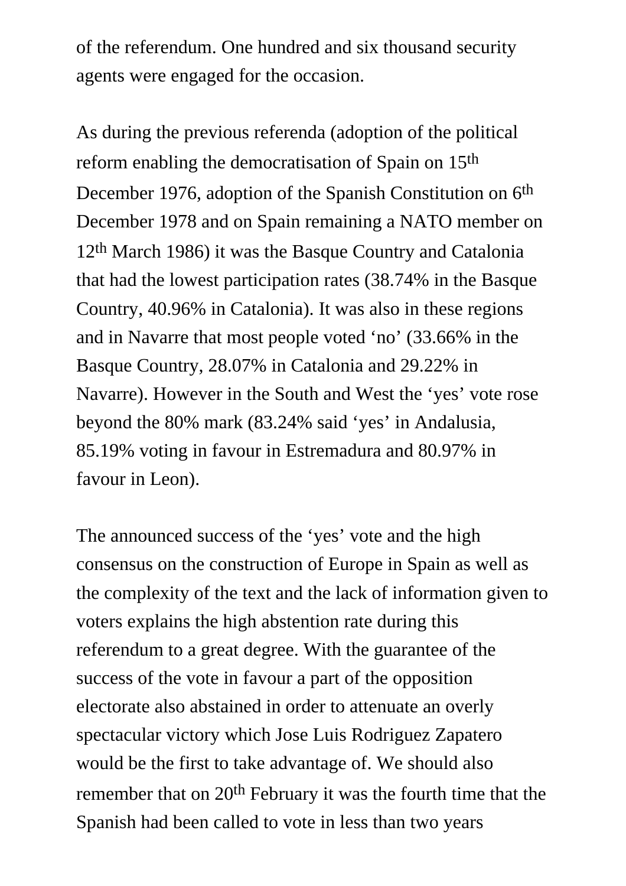of the referendum. One hundred and six thousand security agents were engaged for the occasion.

As during the previous referenda (adoption of the political reform enabling the democratisation of Spain on 15th December 1976, adoption of the Spanish Constitution on 6th December 1978 and on Spain remaining a NATO member on 12th March 1986) it was the Basque Country and Catalonia that had the lowest participation rates (38.74% in the Basque Country, 40.96% in Catalonia). It was also in these regions and in Navarre that most people voted ‘no’ (33.66% in the Basque Country, 28.07% in Catalonia and 29.22% in Navarre). However in the South and West the ‘yes’ vote rose beyond the 80% mark (83.24% said ‘yes’ in Andalusia, 85.19% voting in favour in Estremadura and 80.97% in favour in Leon).

The announced success of the ‘yes’ vote and the high consensus on the construction of Europe in Spain as well as the complexity of the text and the lack of information given to voters explains the high abstention rate during this referendum to a great degree. With the guarantee of the success of the vote in favour a part of the opposition electorate also abstained in order to attenuate an overly spectacular victory which Jose Luis Rodriguez Zapatero would be the first to take advantage of. We should also remember that on 20th February it was the fourth time that the Spanish had been called to vote in less than two years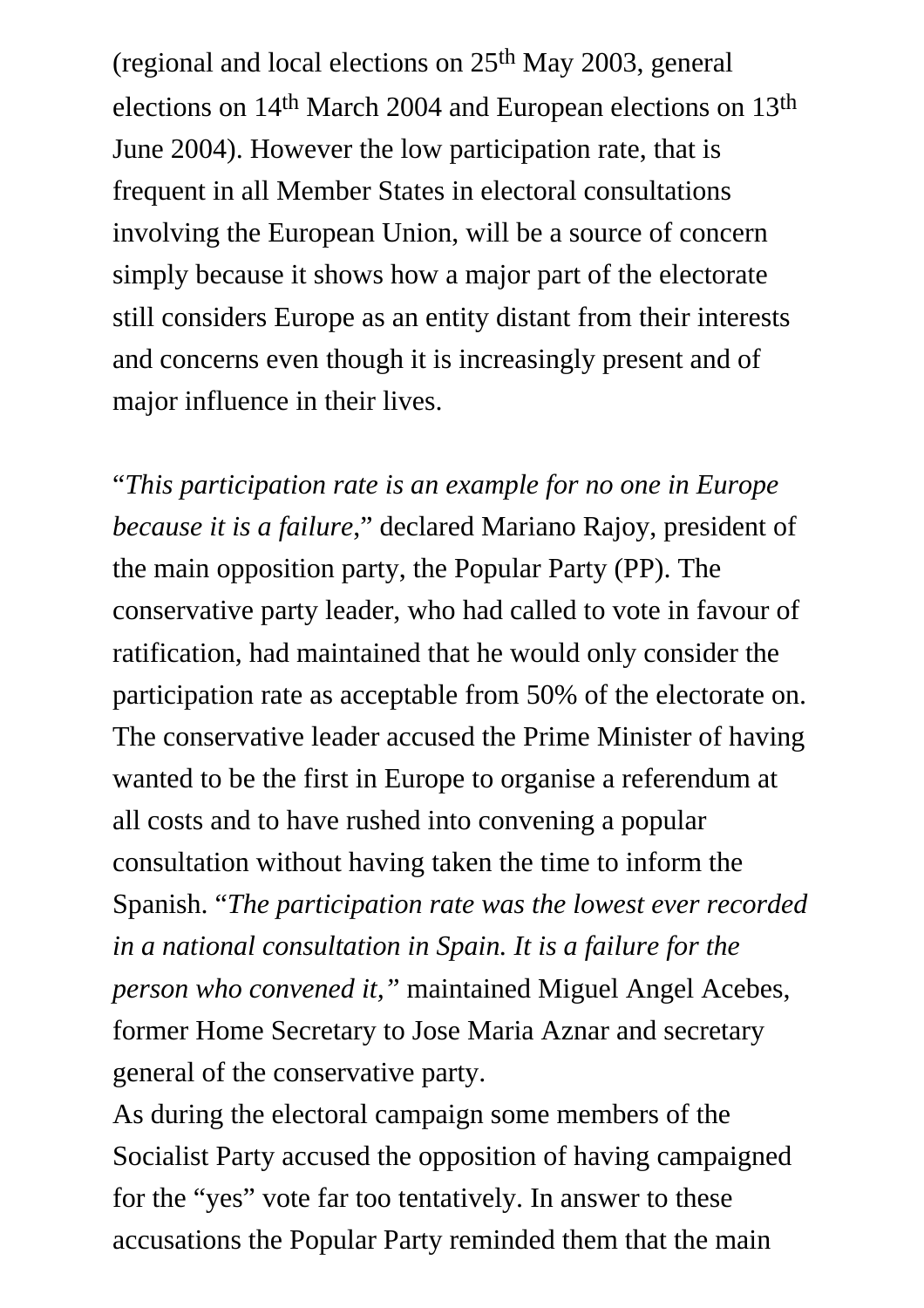(regional and local elections on 25th May 2003, general elections on 14th March 2004 and European elections on 13th June 2004). However the low participation rate, that is frequent in all Member States in electoral consultations involving the European Union, will be a source of concern simply because it shows how a major part of the electorate still considers Europe as an entity distant from their interests and concerns even though it is increasingly present and of major influence in their lives.

"*This participation rate is an example for no one in Europe because it is a failure*," declared Mariano Rajoy, president of the main opposition party, the Popular Party (PP). The conservative party leader, who had called to vote in favour of ratification, had maintained that he would only consider the participation rate as acceptable from 50% of the electorate on. The conservative leader accused the Prime Minister of having wanted to be the first in Europe to organise a referendum at all costs and to have rushed into convening a popular consultation without having taken the time to inform the Spanish. "*The participation rate was the lowest ever recorded in a national consultation in Spain. It is a failure for the person who convened it,*" maintained Miguel Angel Acebes, former Home Secretary to Jose Maria Aznar and secretary general of the conservative party.

As during the electoral campaign some members of the Socialist Party accused the opposition of having campaigned for the "yes" vote far too tentatively. In answer to these accusations the Popular Party reminded them that the main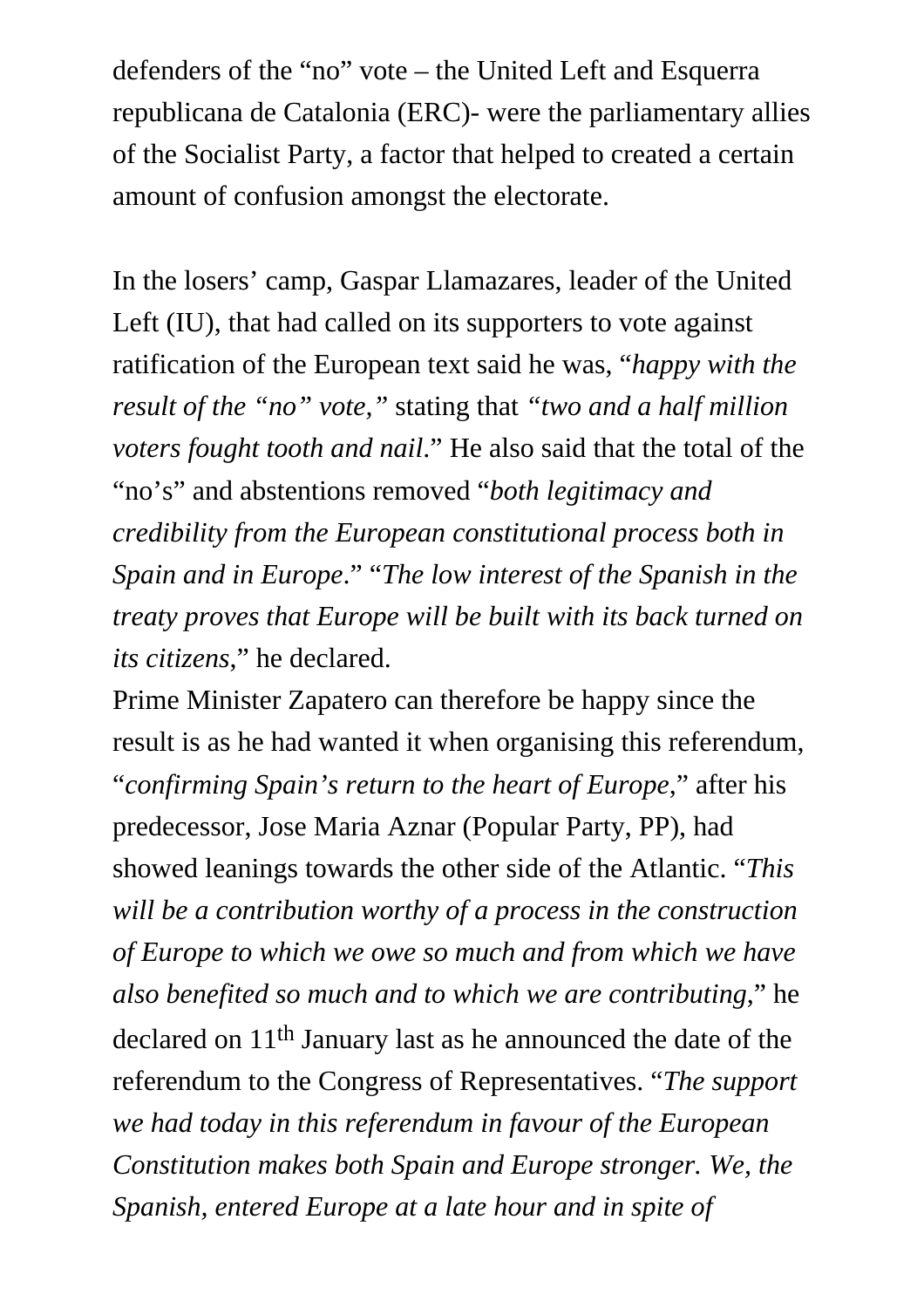defenders of the “no” vote – the United Left and Esquerra republicana de Catalonia (ERC)- were the parliamentary allies of the Socialist Party, a factor that helped to created a certain amount of confusion amongst the electorate.

In the losers’ camp, Gaspar Llamazares, leader of the United Left (IU), that had called on its supporters to vote against ratification of the European text said he was, “*happy with the result of the “no” vote,”* stating that *“two and a half million voters fought tooth and nail*.” He also said that the total of the “no’s” and abstentions removed “*both legitimacy and credibility from the European constitutional process both in Spain and in Europe*.” “*The low interest of the Spanish in the treaty proves that Europe will be built with its back turned on its citizens*,” he declared.
Prime Minister Zapatero can therefore be happy since the result is as he had wanted it when organising this referendum, “*confirming Spain’s return to the heart of Europe*,” after his predecessor, Jose Maria Aznar (Popular Party, PP), had showed leanings towards the other side of the Atlantic. “*This will be a contribution worthy of a process in the construction of Europe to which we owe so much and from which we have also benefited so much and to which we are contributing*,” he declared on 11th January last as he announced the date of the referendum to the Congress of Representatives. “*The support we had today in this referendum in favour of the European Constitution makes both Spain and Europe stronger. We, the Spanish, entered Europe at a late hour and in spite of*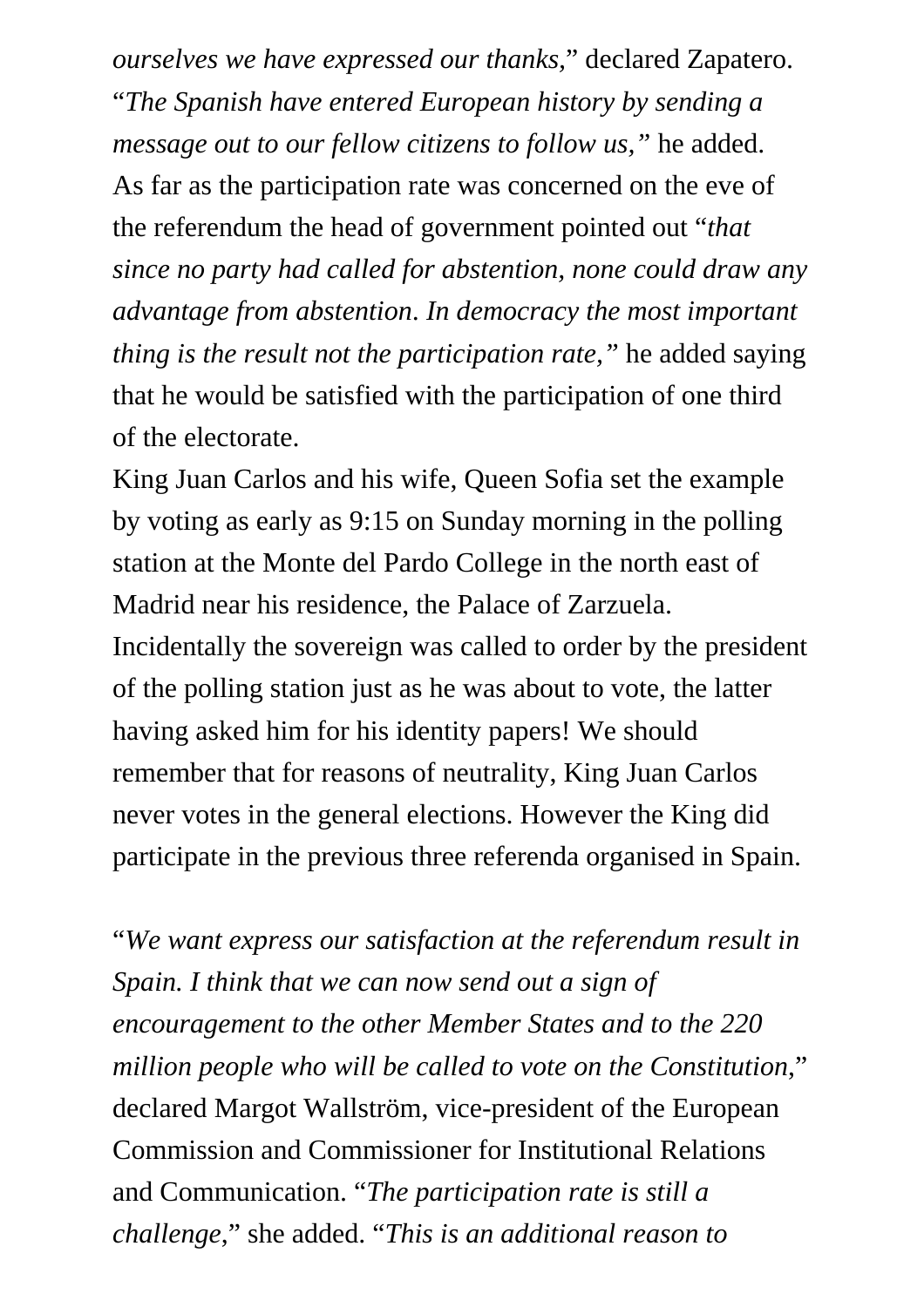*ourselves we have expressed our thanks*," declared Zapatero. "*The Spanish have entered European history by sending a message out to our fellow citizens to follow us,"* he added. As far as the participation rate was concerned on the eve of the referendum the head of government pointed out "*that since no party had called for abstention, none could draw any advantage from abstention. In democracy the most important thing is the result not the participation rate,"* he added saying that he would be satisfied with the participation of one third of the electorate.

King Juan Carlos and his wife, Queen Sofia set the example by voting as early as 9:15 on Sunday morning in the polling station at the Monte del Pardo College in the north east of Madrid near his residence, the Palace of Zarzuela. Incidentally the sovereign was called to order by the president of the polling station just as he was about to vote, the latter having asked him for his identity papers! We should remember that for reasons of neutrality, King Juan Carlos never votes in the general elections. However the King did participate in the previous three referenda organised in Spain.

"*We want express our satisfaction at the referendum result in Spain. I think that we can now send out a sign of encouragement to the other Member States and to the 220 million people who will be called to vote on the Constitution*," declared Margot Wallström, vice-president of the European Commission and Commissioner for Institutional Relations and Communication. "*The participation rate is still a challenge*," she added. "*This is an additional reason to*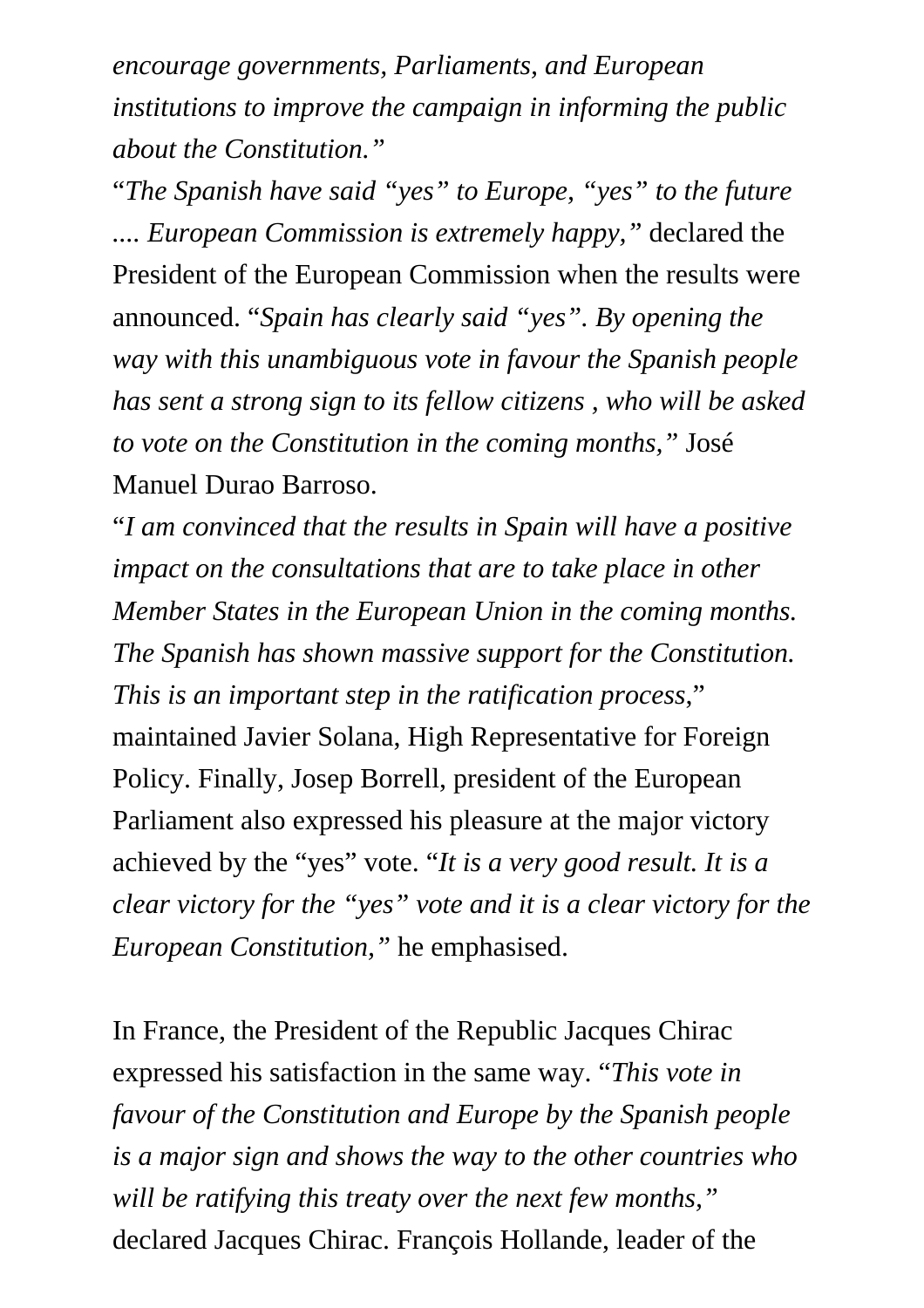*encourage governments, Parliaments, and European institutions to improve the campaign in informing the public about the Constitution."*

"*The Spanish have said "yes" to Europe, "yes" to the future .... European Commission is extremely happy,"* declared the President of the European Commission when the results were announced. "*Spain has clearly said "yes". By opening the way with this unambiguous vote in favour the Spanish people has sent a strong sign to its fellow citizens , who will be asked to vote on the Constitution in the coming months,"* José Manuel Durao Barroso.

"*I am convinced that the results in Spain will have a positive impact on the consultations that are to take place in other Member States in the European Union in the coming months. The Spanish has shown massive support for the Constitution. This is an important step in the ratification process*," maintained Javier Solana, High Representative for Foreign Policy. Finally, Josep Borrell, president of the European Parliament also expressed his pleasure at the major victory achieved by the "yes" vote. "*It is a very good result. It is a clear victory for the "yes" vote and it is a clear victory for the European Constitution,"* he emphasised.

In France, the President of the Republic Jacques Chirac expressed his satisfaction in the same way. "*This vote in favour of the Constitution and Europe by the Spanish people is a major sign and shows the way to the other countries who will be ratifying this treaty over the next few months,"* declared Jacques Chirac. François Hollande, leader of the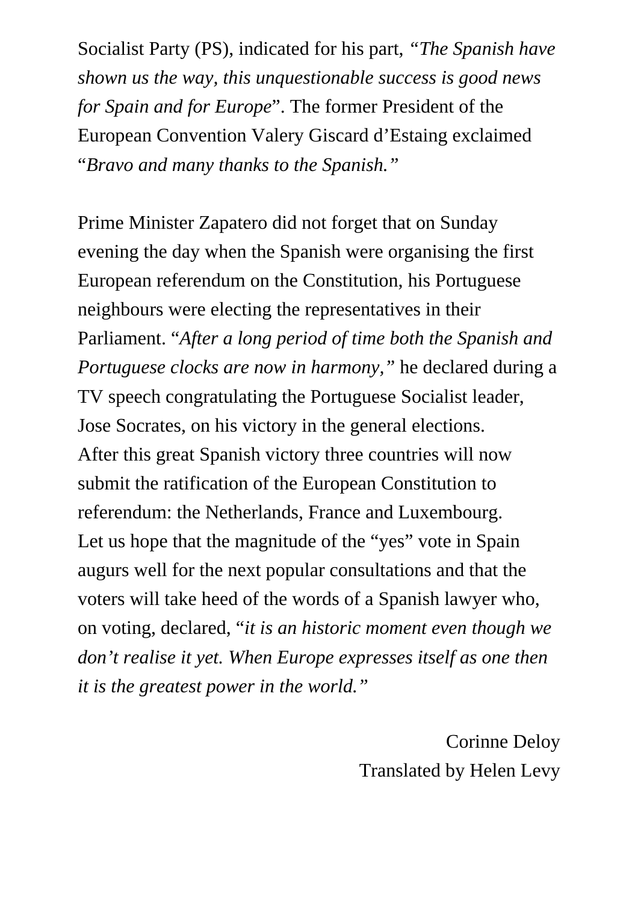Socialist Party (PS), indicated for his part, *"The Spanish have shown us the way, this unquestionable success is good news for Spain and for Europe*". The former President of the European Convention Valery Giscard d'Estaing exclaimed "*Bravo and many thanks to the Spanish."*

Prime Minister Zapatero did not forget that on Sunday evening the day when the Spanish were organising the first European referendum on the Constitution, his Portuguese neighbours were electing the representatives in their Parliament. "*After a long period of time both the Spanish and Portuguese clocks are now in harmony,"* he declared during a TV speech congratulating the Portuguese Socialist leader, Jose Socrates, on his victory in the general elections.
After this great Spanish victory three countries will now submit the ratification of the European Constitution to referendum: the Netherlands, France and Luxembourg.
Let us hope that the magnitude of the "yes" vote in Spain augurs well for the next popular consultations and that the voters will take heed of the words of a Spanish lawyer who, on voting, declared, "*it is an historic moment even though we don't realise it yet. When Europe expresses itself as one then it is the greatest power in the world."*

Corinne Deloy
Translated by Helen Levy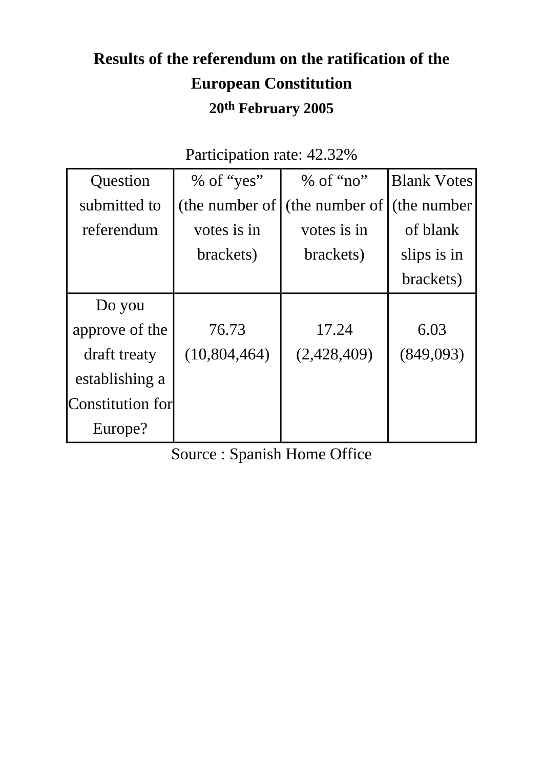**Results of the referendum on the ratification of the European Constitution**

**20th February 2005**

Participation rate: 42.32%

| Question submitted to referendum | % of “yes” (the number of votes is in brackets) | % of “no” (the number of votes is in brackets) | Blank Votes (the number of blank slips is in brackets) |
|---|---|---|---|
| Do you approve of the draft treaty establishing a Constitution for Europe? | 76.73 (10,804,464) | 17.24 (2,428,409) | 6.03 (849,093) |

Source : Spanish Home Office